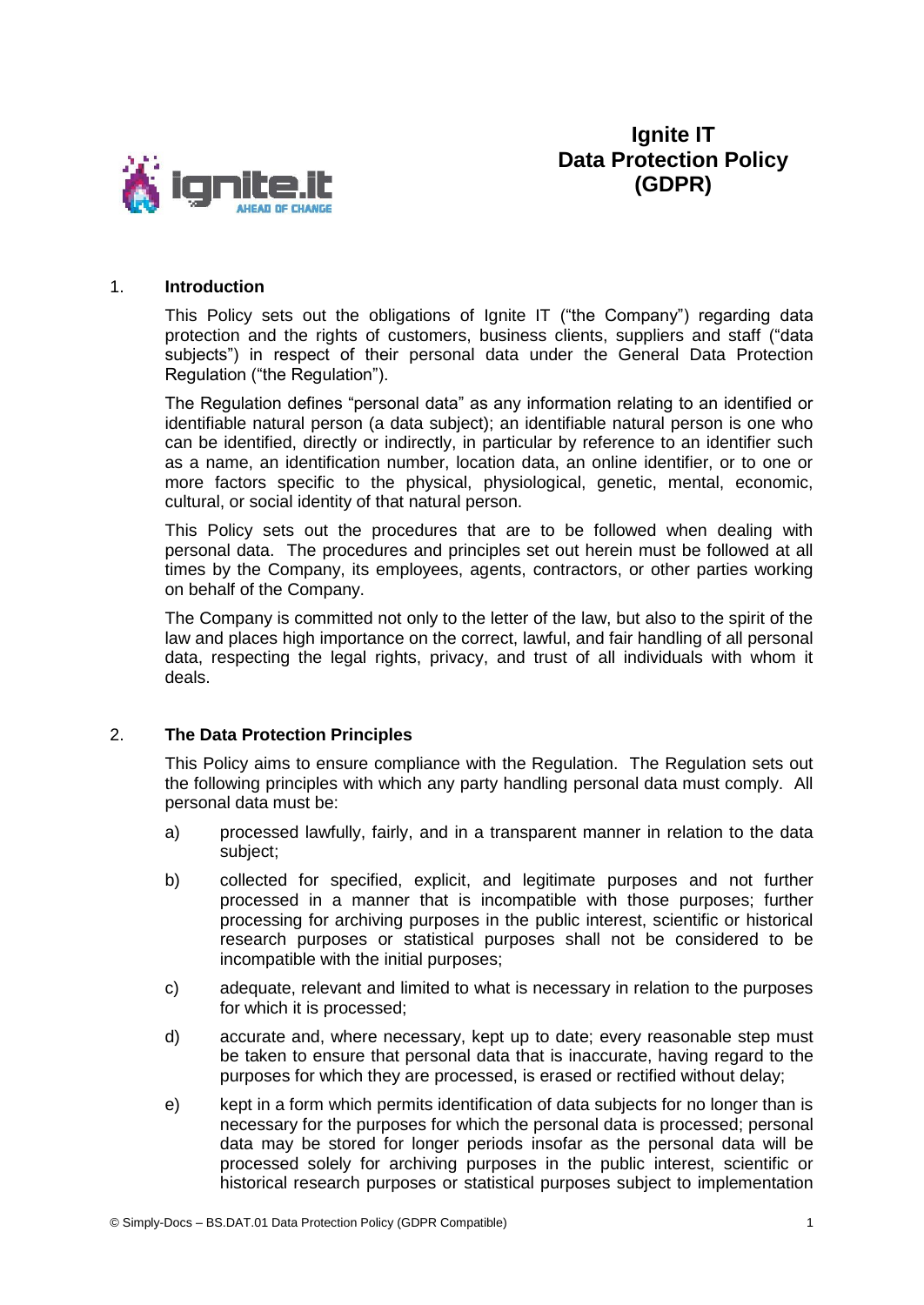# Ignite IT
# Data Protection Policy (GDPR)

## 1. Introduction

This Policy sets out the obligations of Ignite IT ("the Company") regarding data protection and the rights of customers, business clients, suppliers and staff ("data subjects") in respect of their personal data under the General Data Protection Regulation ("the Regulation").

The Regulation defines "personal data" as any information relating to an identified or identifiable natural person (a data subject); an identifiable natural person is one who can be identified, directly or indirectly, in particular by reference to an identifier such as a name, an identification number, location data, an online identifier, or to one or more factors specific to the physical, physiological, genetic, mental, economic, cultural, or social identity of that natural person.

This Policy sets out the procedures that are to be followed when dealing with personal data. The procedures and principles set out herein must be followed at all times by the Company, its employees, agents, contractors, or other parties working on behalf of the Company.

The Company is committed not only to the letter of the law, but also to the spirit of the law and places high importance on the correct, lawful, and fair handling of all personal data, respecting the legal rights, privacy, and trust of all individuals with whom it deals.

## 2. The Data Protection Principles

This Policy aims to ensure compliance with the Regulation. The Regulation sets out the following principles with which any party handling personal data must comply. All personal data must be:

a) processed lawfully, fairly, and in a transparent manner in relation to the data subject;

b) collected for specified, explicit, and legitimate purposes and not further processed in a manner that is incompatible with those purposes; further processing for archiving purposes in the public interest, scientific or historical research purposes or statistical purposes shall not be considered to be incompatible with the initial purposes;

c) adequate, relevant and limited to what is necessary in relation to the purposes for which it is processed;

d) accurate and, where necessary, kept up to date; every reasonable step must be taken to ensure that personal data that is inaccurate, having regard to the purposes for which they are processed, is erased or rectified without delay;

e) kept in a form which permits identification of data subjects for no longer than is necessary for the purposes for which the personal data is processed; personal data may be stored for longer periods insofar as the personal data will be processed solely for archiving purposes in the public interest, scientific or historical research purposes or statistical purposes subject to implementation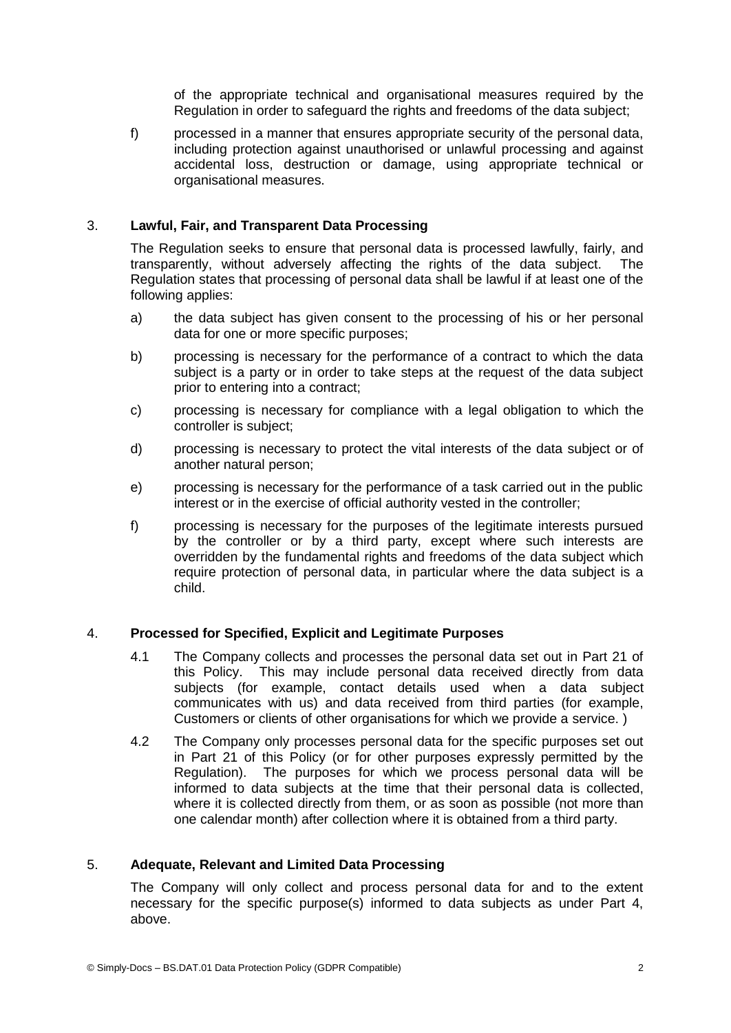of the appropriate technical and organisational measures required by the Regulation in order to safeguard the rights and freedoms of the data subject;

f) processed in a manner that ensures appropriate security of the personal data, including protection against unauthorised or unlawful processing and against accidental loss, destruction or damage, using appropriate technical or organisational measures.

## 3. Lawful, Fair, and Transparent Data Processing

The Regulation seeks to ensure that personal data is processed lawfully, fairly, and transparently, without adversely affecting the rights of the data subject. The Regulation states that processing of personal data shall be lawful if at least one of the following applies:

a) the data subject has given consent to the processing of his or her personal data for one or more specific purposes;

b) processing is necessary for the performance of a contract to which the data subject is a party or in order to take steps at the request of the data subject prior to entering into a contract;

c) processing is necessary for compliance with a legal obligation to which the controller is subject;

d) processing is necessary to protect the vital interests of the data subject or of another natural person;

e) processing is necessary for the performance of a task carried out in the public interest or in the exercise of official authority vested in the controller;

f) processing is necessary for the purposes of the legitimate interests pursued by the controller or by a third party, except where such interests are overridden by the fundamental rights and freedoms of the data subject which require protection of personal data, in particular where the data subject is a child.

## 4. Processed for Specified, Explicit and Legitimate Purposes

4.1 The Company collects and processes the personal data set out in Part 21 of this Policy. This may include personal data received directly from data subjects (for example, contact details used when a data subject communicates with us) and data received from third parties (for example, Customers or clients of other organisations for which we provide a service. )

4.2 The Company only processes personal data for the specific purposes set out in Part 21 of this Policy (or for other purposes expressly permitted by the Regulation). The purposes for which we process personal data will be informed to data subjects at the time that their personal data is collected, where it is collected directly from them, or as soon as possible (not more than one calendar month) after collection where it is obtained from a third party.

## 5. Adequate, Relevant and Limited Data Processing

The Company will only collect and process personal data for and to the extent necessary for the specific purpose(s) informed to data subjects as under Part 4, above.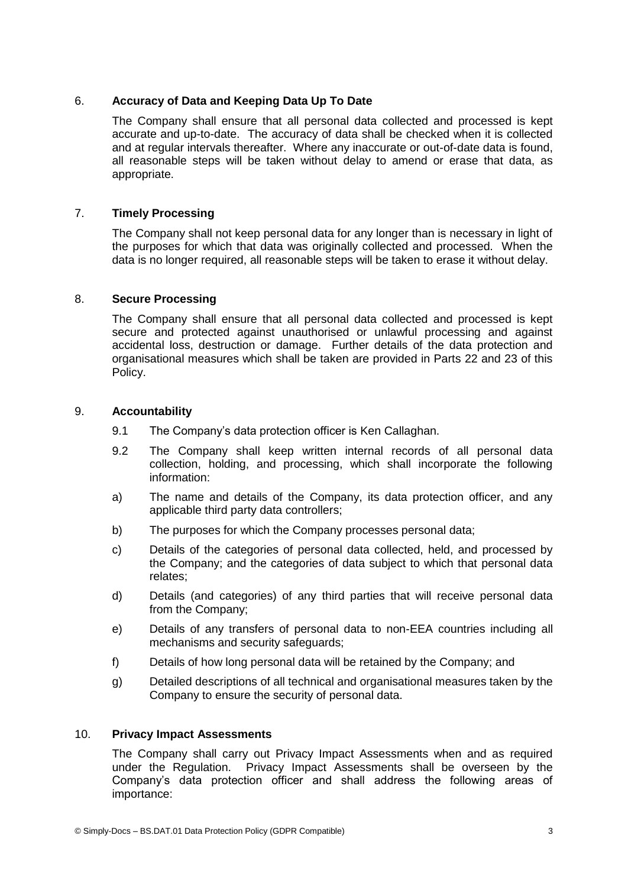## 6. **Accuracy of Data and Keeping Data Up To Date**

The Company shall ensure that all personal data collected and processed is kept accurate and up-to-date. The accuracy of data shall be checked when it is collected and at regular intervals thereafter. Where any inaccurate or out-of-date data is found, all reasonable steps will be taken without delay to amend or erase that data, as appropriate.

## 7. **Timely Processing**

The Company shall not keep personal data for any longer than is necessary in light of the purposes for which that data was originally collected and processed. When the data is no longer required, all reasonable steps will be taken to erase it without delay.

## 8. **Secure Processing**

The Company shall ensure that all personal data collected and processed is kept secure and protected against unauthorised or unlawful processing and against accidental loss, destruction or damage. Further details of the data protection and organisational measures which shall be taken are provided in Parts 22 and 23 of this Policy.

## 9. **Accountability**

9.1 The Company's data protection officer is Ken Callaghan.

9.2 The Company shall keep written internal records of all personal data collection, holding, and processing, which shall incorporate the following information:

a) The name and details of the Company, its data protection officer, and any applicable third party data controllers;

b) The purposes for which the Company processes personal data;

c) Details of the categories of personal data collected, held, and processed by the Company; and the categories of data subject to which that personal data relates;

d) Details (and categories) of any third parties that will receive personal data from the Company;

e) Details of any transfers of personal data to non-EEA countries including all mechanisms and security safeguards;

f) Details of how long personal data will be retained by the Company; and

g) Detailed descriptions of all technical and organisational measures taken by the Company to ensure the security of personal data.

## 10. **Privacy Impact Assessments**

The Company shall carry out Privacy Impact Assessments when and as required under the Regulation. Privacy Impact Assessments shall be overseen by the Company's data protection officer and shall address the following areas of importance: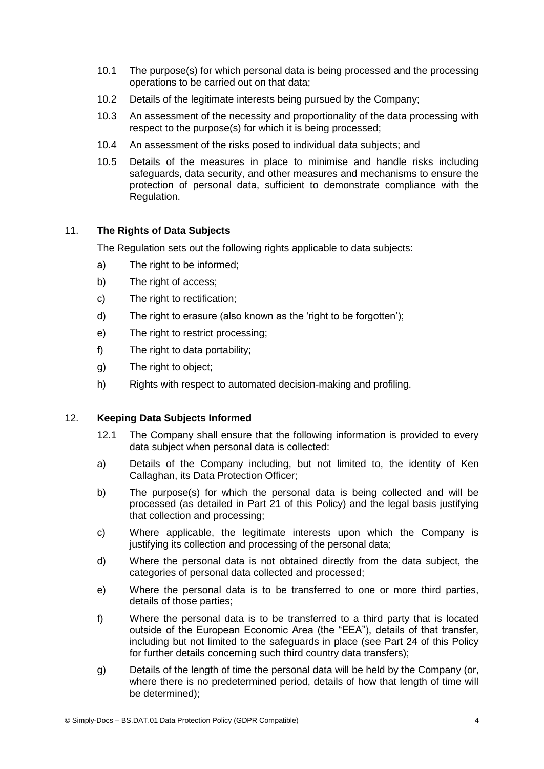10.1 The purpose(s) for which personal data is being processed and the processing operations to be carried out on that data;

10.2 Details of the legitimate interests being pursued by the Company;

10.3 An assessment of the necessity and proportionality of the data processing with respect to the purpose(s) for which it is being processed;

10.4 An assessment of the risks posed to individual data subjects; and

10.5 Details of the measures in place to minimise and handle risks including safeguards, data security, and other measures and mechanisms to ensure the protection of personal data, sufficient to demonstrate compliance with the Regulation.

## 11. **The Rights of Data Subjects**

The Regulation sets out the following rights applicable to data subjects:

a) The right to be informed;

b) The right of access;

c) The right to rectification;

d) The right to erasure (also known as the 'right to be forgotten');

e) The right to restrict processing;

f) The right to data portability;

g) The right to object;

h) Rights with respect to automated decision-making and profiling.

## 12. **Keeping Data Subjects Informed**

12.1 The Company shall ensure that the following information is provided to every data subject when personal data is collected:

a) Details of the Company including, but not limited to, the identity of Ken Callaghan, its Data Protection Officer;

b) The purpose(s) for which the personal data is being collected and will be processed (as detailed in Part 21 of this Policy) and the legal basis justifying that collection and processing;

c) Where applicable, the legitimate interests upon which the Company is justifying its collection and processing of the personal data;

d) Where the personal data is not obtained directly from the data subject, the categories of personal data collected and processed;

e) Where the personal data is to be transferred to one or more third parties, details of those parties;

f) Where the personal data is to be transferred to a third party that is located outside of the European Economic Area (the "EEA"), details of that transfer, including but not limited to the safeguards in place (see Part 24 of this Policy for further details concerning such third country data transfers);

g) Details of the length of time the personal data will be held by the Company (or, where there is no predetermined period, details of how that length of time will be determined);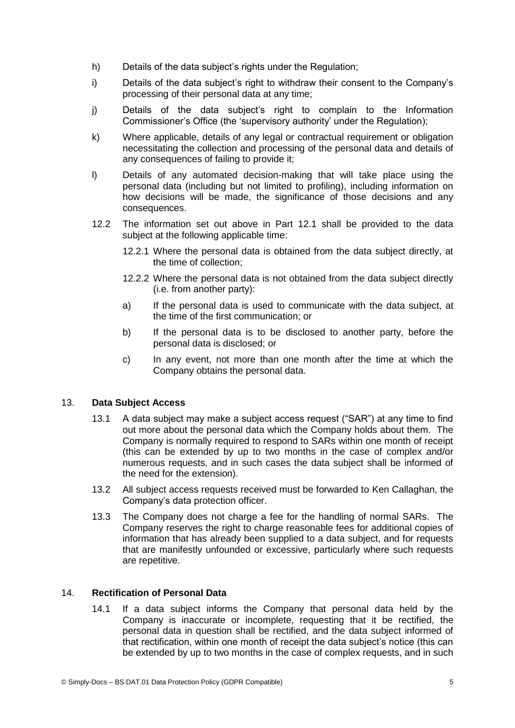h) Details of the data subject's rights under the Regulation;

i) Details of the data subject's right to withdraw their consent to the Company's processing of their personal data at any time;

j) Details of the data subject's right to complain to the Information Commissioner's Office (the 'supervisory authority' under the Regulation);

k) Where applicable, details of any legal or contractual requirement or obligation necessitating the collection and processing of the personal data and details of any consequences of failing to provide it;

l) Details of any automated decision-making that will take place using the personal data (including but not limited to profiling), including information on how decisions will be made, the significance of those decisions and any consequences.

12.2 The information set out above in Part 12.1 shall be provided to the data subject at the following applicable time:

12.2.1 Where the personal data is obtained from the data subject directly, at the time of collection;

12.2.2 Where the personal data is not obtained from the data subject directly (i.e. from another party):

a) If the personal data is used to communicate with the data subject, at the time of the first communication; or

b) If the personal data is to be disclosed to another party, before the personal data is disclosed; or

c) In any event, not more than one month after the time at which the Company obtains the personal data.

## 13. **Data Subject Access**

13.1 A data subject may make a subject access request ("SAR") at any time to find out more about the personal data which the Company holds about them. The Company is normally required to respond to SARs within one month of receipt (this can be extended by up to two months in the case of complex and/or numerous requests, and in such cases the data subject shall be informed of the need for the extension).

13.2 All subject access requests received must be forwarded to Ken Callaghan, the Company's data protection officer.

13.3 The Company does not charge a fee for the handling of normal SARs. The Company reserves the right to charge reasonable fees for additional copies of information that has already been supplied to a data subject, and for requests that are manifestly unfounded or excessive, particularly where such requests are repetitive.

## 14. **Rectification of Personal Data**

14.1 If a data subject informs the Company that personal data held by the Company is inaccurate or incomplete, requesting that it be rectified, the personal data in question shall be rectified, and the data subject informed of that rectification, within one month of receipt the data subject's notice (this can be extended by up to two months in the case of complex requests, and in such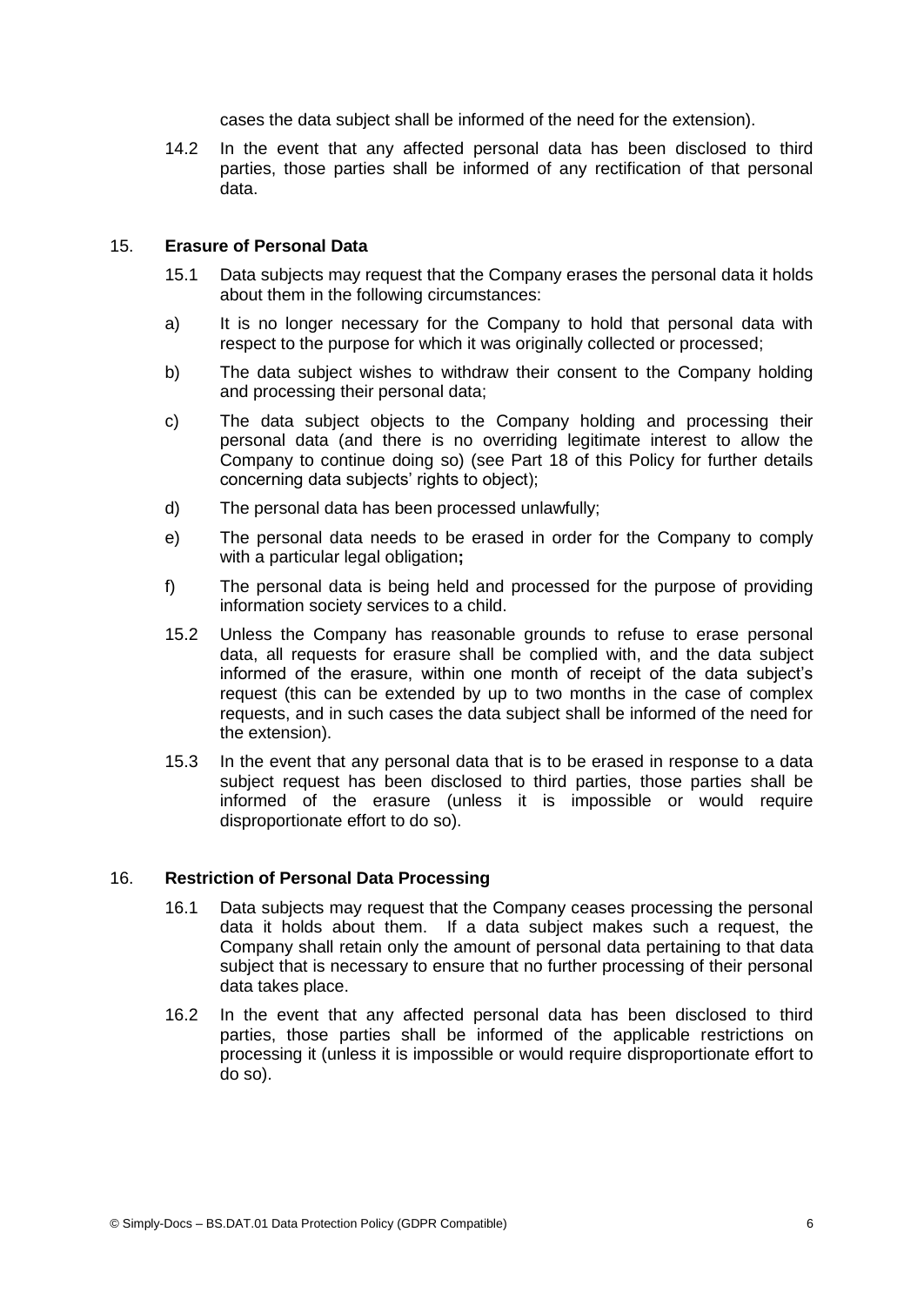cases the data subject shall be informed of the need for the extension).

14.2 In the event that any affected personal data has been disclosed to third parties, those parties shall be informed of any rectification of that personal data.

## 15. **Erasure of Personal Data**

15.1 Data subjects may request that the Company erases the personal data it holds about them in the following circumstances:

a) It is no longer necessary for the Company to hold that personal data with respect to the purpose for which it was originally collected or processed;

b) The data subject wishes to withdraw their consent to the Company holding and processing their personal data;

c) The data subject objects to the Company holding and processing their personal data (and there is no overriding legitimate interest to allow the Company to continue doing so) (see Part 18 of this Policy for further details concerning data subjects' rights to object);

d) The personal data has been processed unlawfully;

e) The personal data needs to be erased in order for the Company to comply with a particular legal obligation**;**

f) The personal data is being held and processed for the purpose of providing information society services to a child.

15.2 Unless the Company has reasonable grounds to refuse to erase personal data, all requests for erasure shall be complied with, and the data subject informed of the erasure, within one month of receipt of the data subject's request (this can be extended by up to two months in the case of complex requests, and in such cases the data subject shall be informed of the need for the extension).

15.3 In the event that any personal data that is to be erased in response to a data subject request has been disclosed to third parties, those parties shall be informed of the erasure (unless it is impossible or would require disproportionate effort to do so).

## 16. **Restriction of Personal Data Processing**

16.1 Data subjects may request that the Company ceases processing the personal data it holds about them. If a data subject makes such a request, the Company shall retain only the amount of personal data pertaining to that data subject that is necessary to ensure that no further processing of their personal data takes place.

16.2 In the event that any affected personal data has been disclosed to third parties, those parties shall be informed of the applicable restrictions on processing it (unless it is impossible or would require disproportionate effort to do so).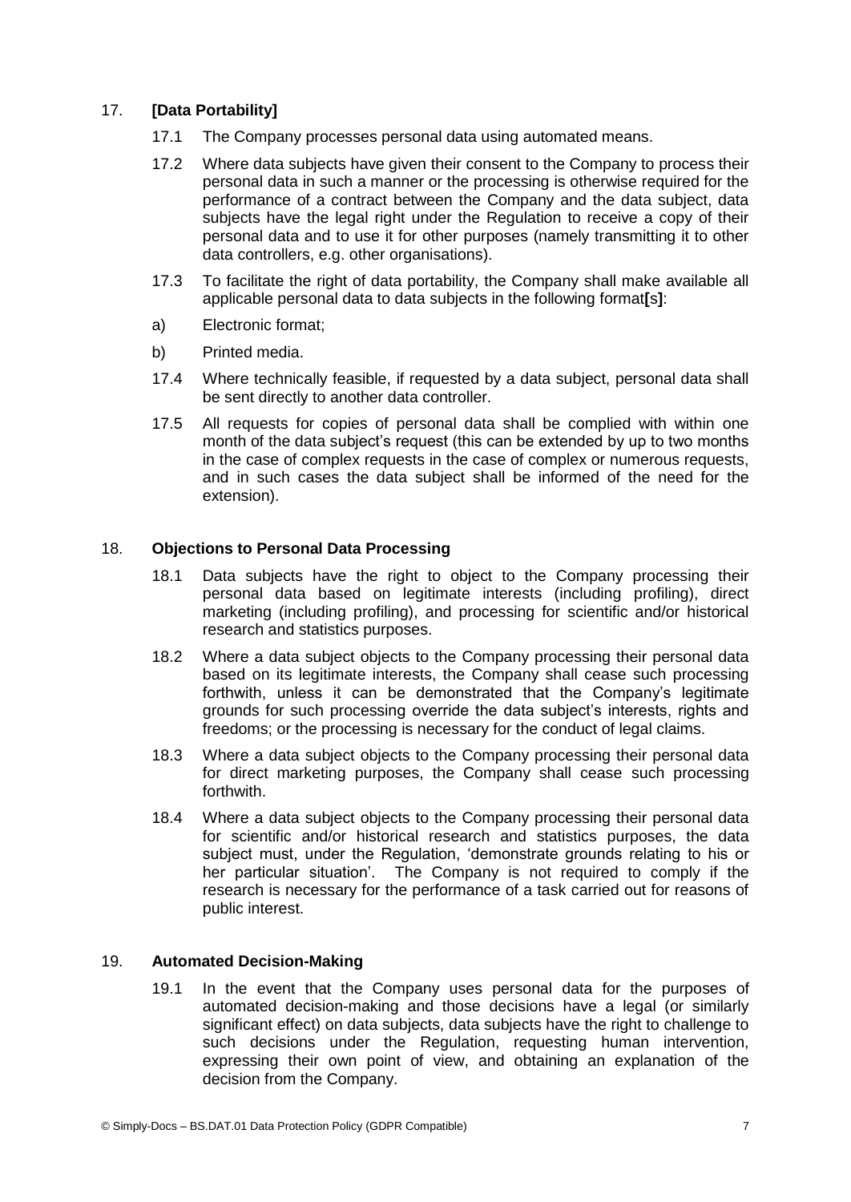## 17. **[Data Portability]**

17.1 The Company processes personal data using automated means.

17.2 Where data subjects have given their consent to the Company to process their personal data in such a manner or the processing is otherwise required for the performance of a contract between the Company and the data subject, data subjects have the legal right under the Regulation to receive a copy of their personal data and to use it for other purposes (namely transmitting it to other data controllers, e.g. other organisations).

17.3 To facilitate the right of data portability, the Company shall make available all applicable personal data to data subjects in the following format**[**s**]**:

a) Electronic format;

b) Printed media.

17.4 Where technically feasible, if requested by a data subject, personal data shall be sent directly to another data controller.

17.5 All requests for copies of personal data shall be complied with within one month of the data subject's request (this can be extended by up to two months in the case of complex requests in the case of complex or numerous requests, and in such cases the data subject shall be informed of the need for the extension).

## 18. **Objections to Personal Data Processing**

18.1 Data subjects have the right to object to the Company processing their personal data based on legitimate interests (including profiling), direct marketing (including profiling), and processing for scientific and/or historical research and statistics purposes.

18.2 Where a data subject objects to the Company processing their personal data based on its legitimate interests, the Company shall cease such processing forthwith, unless it can be demonstrated that the Company's legitimate grounds for such processing override the data subject's interests, rights and freedoms; or the processing is necessary for the conduct of legal claims.

18.3 Where a data subject objects to the Company processing their personal data for direct marketing purposes, the Company shall cease such processing forthwith.

18.4 Where a data subject objects to the Company processing their personal data for scientific and/or historical research and statistics purposes, the data subject must, under the Regulation, 'demonstrate grounds relating to his or her particular situation'. The Company is not required to comply if the research is necessary for the performance of a task carried out for reasons of public interest.

## 19. **Automated Decision-Making**

19.1 In the event that the Company uses personal data for the purposes of automated decision-making and those decisions have a legal (or similarly significant effect) on data subjects, data subjects have the right to challenge to such decisions under the Regulation, requesting human intervention, expressing their own point of view, and obtaining an explanation of the decision from the Company.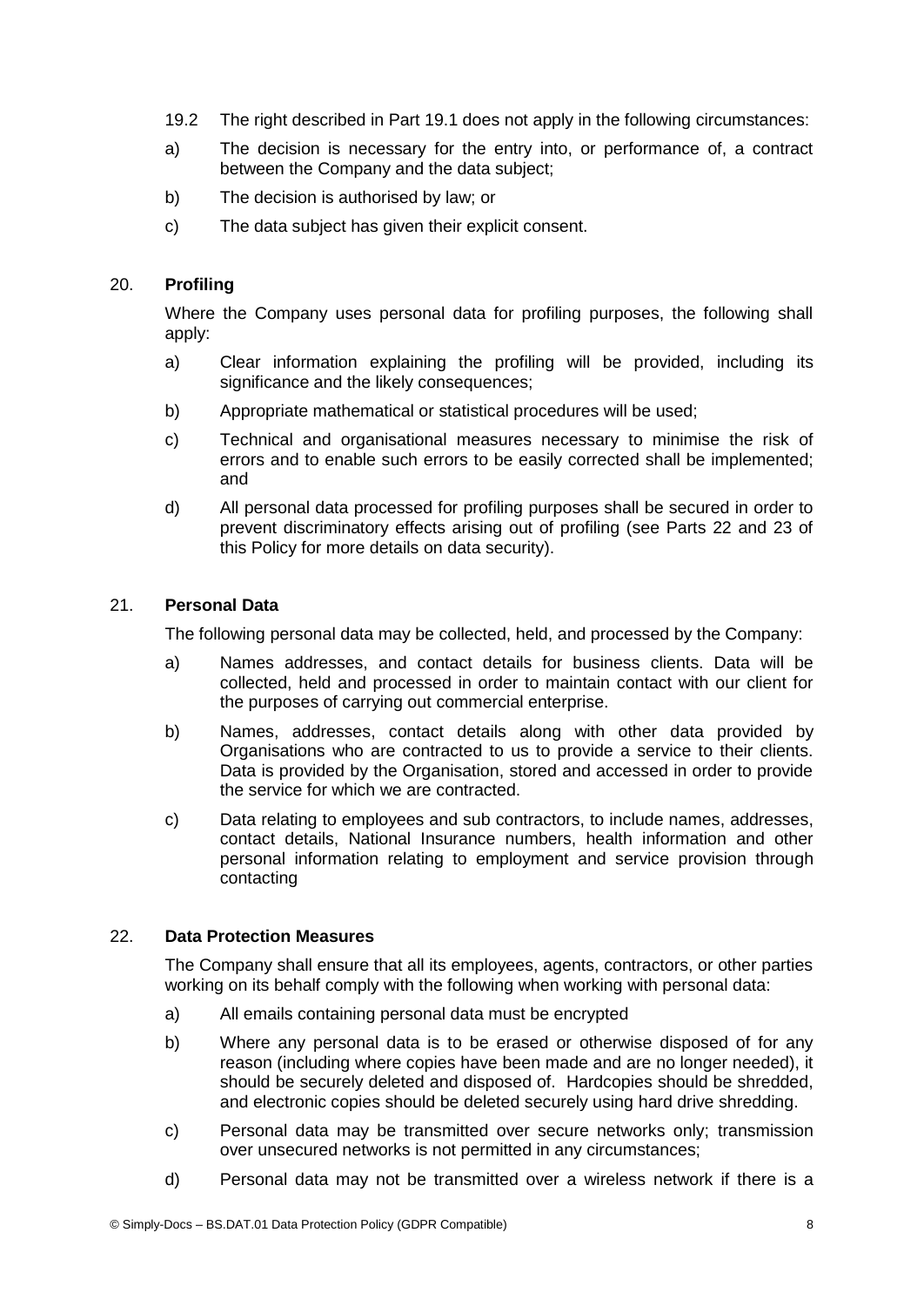19.2 The right described in Part 19.1 does not apply in the following circumstances:

a) The decision is necessary for the entry into, or performance of, a contract between the Company and the data subject;

b) The decision is authorised by law; or

c) The data subject has given their explicit consent.

## 20. Profiling

Where the Company uses personal data for profiling purposes, the following shall apply:

a) Clear information explaining the profiling will be provided, including its significance and the likely consequences;

b) Appropriate mathematical or statistical procedures will be used;

c) Technical and organisational measures necessary to minimise the risk of errors and to enable such errors to be easily corrected shall be implemented; and

d) All personal data processed for profiling purposes shall be secured in order to prevent discriminatory effects arising out of profiling (see Parts 22 and 23 of this Policy for more details on data security).

## 21. Personal Data

The following personal data may be collected, held, and processed by the Company:

a) Names addresses, and contact details for business clients. Data will be collected, held and processed in order to maintain contact with our client for the purposes of carrying out commercial enterprise.

b) Names, addresses, contact details along with other data provided by Organisations who are contracted to us to provide a service to their clients. Data is provided by the Organisation, stored and accessed in order to provide the service for which we are contracted.

c) Data relating to employees and sub contractors, to include names, addresses, contact details, National Insurance numbers, health information and other personal information relating to employment and service provision through contacting

## 22. Data Protection Measures

The Company shall ensure that all its employees, agents, contractors, or other parties working on its behalf comply with the following when working with personal data:

a) All emails containing personal data must be encrypted

b) Where any personal data is to be erased or otherwise disposed of for any reason (including where copies have been made and are no longer needed), it should be securely deleted and disposed of. Hardcopies should be shredded, and electronic copies should be deleted securely using hard drive shredding.

c) Personal data may be transmitted over secure networks only; transmission over unsecured networks is not permitted in any circumstances;

d) Personal data may not be transmitted over a wireless network if there is a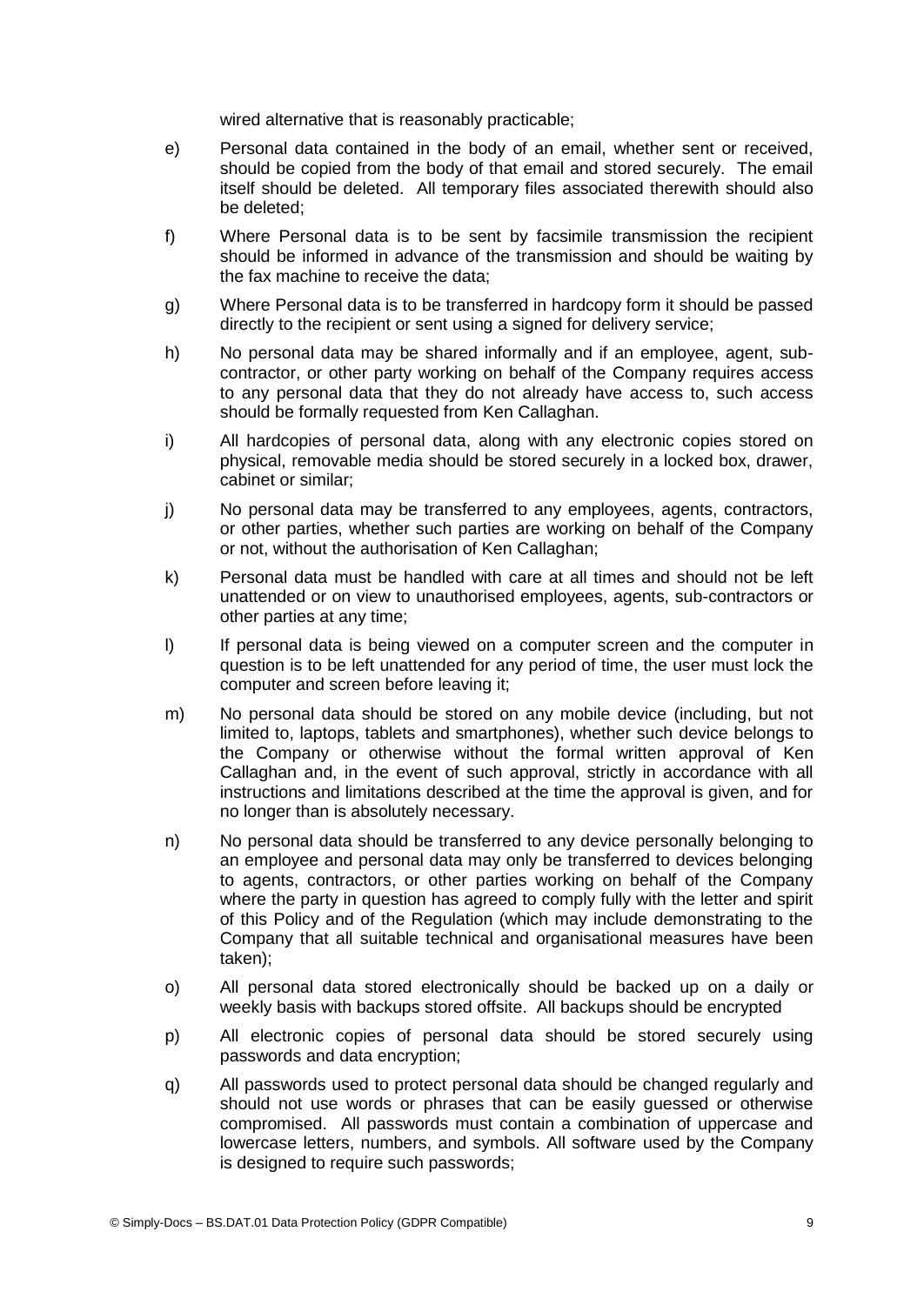wired alternative that is reasonably practicable;

e) Personal data contained in the body of an email, whether sent or received, should be copied from the body of that email and stored securely. The email itself should be deleted. All temporary files associated therewith should also be deleted;

f) Where Personal data is to be sent by facsimile transmission the recipient should be informed in advance of the transmission and should be waiting by the fax machine to receive the data;

g) Where Personal data is to be transferred in hardcopy form it should be passed directly to the recipient or sent using a signed for delivery service;

h) No personal data may be shared informally and if an employee, agent, sub-contractor, or other party working on behalf of the Company requires access to any personal data that they do not already have access to, such access should be formally requested from Ken Callaghan.

i) All hardcopies of personal data, along with any electronic copies stored on physical, removable media should be stored securely in a locked box, drawer, cabinet or similar;

j) No personal data may be transferred to any employees, agents, contractors, or other parties, whether such parties are working on behalf of the Company or not, without the authorisation of Ken Callaghan;

k) Personal data must be handled with care at all times and should not be left unattended or on view to unauthorised employees, agents, sub-contractors or other parties at any time;

l) If personal data is being viewed on a computer screen and the computer in question is to be left unattended for any period of time, the user must lock the computer and screen before leaving it;

m) No personal data should be stored on any mobile device (including, but not limited to, laptops, tablets and smartphones), whether such device belongs to the Company or otherwise without the formal written approval of Ken Callaghan and, in the event of such approval, strictly in accordance with all instructions and limitations described at the time the approval is given, and for no longer than is absolutely necessary.

n) No personal data should be transferred to any device personally belonging to an employee and personal data may only be transferred to devices belonging to agents, contractors, or other parties working on behalf of the Company where the party in question has agreed to comply fully with the letter and spirit of this Policy and of the Regulation (which may include demonstrating to the Company that all suitable technical and organisational measures have been taken);

o) All personal data stored electronically should be backed up on a daily or weekly basis with backups stored offsite. All backups should be encrypted

p) All electronic copies of personal data should be stored securely using passwords and data encryption;

q) All passwords used to protect personal data should be changed regularly and should not use words or phrases that can be easily guessed or otherwise compromised. All passwords must contain a combination of uppercase and lowercase letters, numbers, and symbols. All software used by the Company is designed to require such passwords;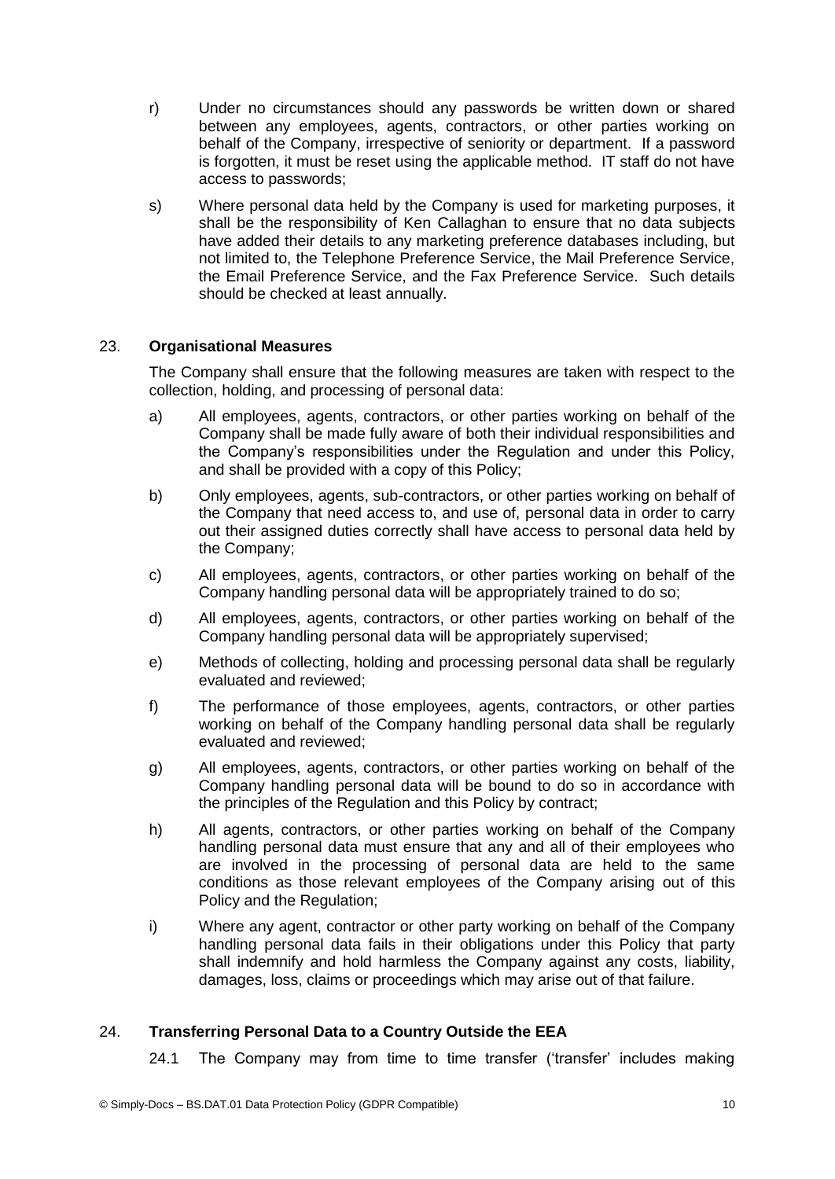r) Under no circumstances should any passwords be written down or shared between any employees, agents, contractors, or other parties working on behalf of the Company, irrespective of seniority or department. If a password is forgotten, it must be reset using the applicable method. IT staff do not have access to passwords;

s) Where personal data held by the Company is used for marketing purposes, it shall be the responsibility of Ken Callaghan to ensure that no data subjects have added their details to any marketing preference databases including, but not limited to, the Telephone Preference Service, the Mail Preference Service, the Email Preference Service, and the Fax Preference Service. Such details should be checked at least annually.

## 23. Organisational Measures

The Company shall ensure that the following measures are taken with respect to the collection, holding, and processing of personal data:

a) All employees, agents, contractors, or other parties working on behalf of the Company shall be made fully aware of both their individual responsibilities and the Company's responsibilities under the Regulation and under this Policy, and shall be provided with a copy of this Policy;

b) Only employees, agents, sub-contractors, or other parties working on behalf of the Company that need access to, and use of, personal data in order to carry out their assigned duties correctly shall have access to personal data held by the Company;

c) All employees, agents, contractors, or other parties working on behalf of the Company handling personal data will be appropriately trained to do so;

d) All employees, agents, contractors, or other parties working on behalf of the Company handling personal data will be appropriately supervised;

e) Methods of collecting, holding and processing personal data shall be regularly evaluated and reviewed;

f) The performance of those employees, agents, contractors, or other parties working on behalf of the Company handling personal data shall be regularly evaluated and reviewed;

g) All employees, agents, contractors, or other parties working on behalf of the Company handling personal data will be bound to do so in accordance with the principles of the Regulation and this Policy by contract;

h) All agents, contractors, or other parties working on behalf of the Company handling personal data must ensure that any and all of their employees who are involved in the processing of personal data are held to the same conditions as those relevant employees of the Company arising out of this Policy and the Regulation;

i) Where any agent, contractor or other party working on behalf of the Company handling personal data fails in their obligations under this Policy that party shall indemnify and hold harmless the Company against any costs, liability, damages, loss, claims or proceedings which may arise out of that failure.

## 24. Transferring Personal Data to a Country Outside the EEA

24.1 The Company may from time to time transfer ('transfer' includes making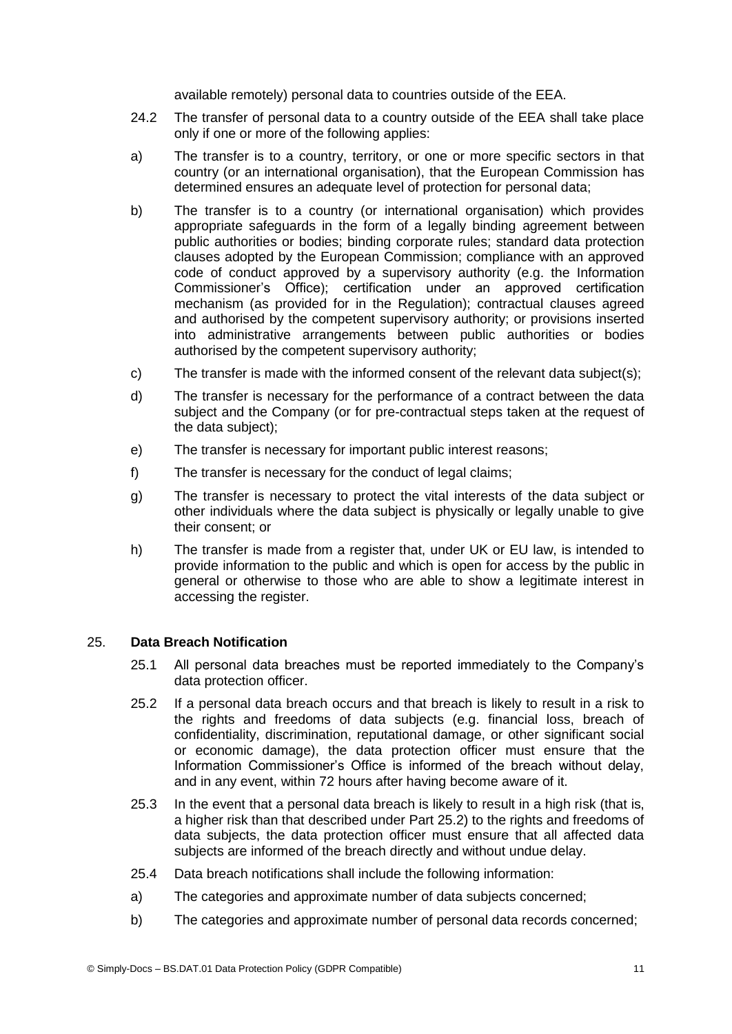available remotely) personal data to countries outside of the EEA.

24.2 The transfer of personal data to a country outside of the EEA shall take place only if one or more of the following applies:

a) The transfer is to a country, territory, or one or more specific sectors in that country (or an international organisation), that the European Commission has determined ensures an adequate level of protection for personal data;

b) The transfer is to a country (or international organisation) which provides appropriate safeguards in the form of a legally binding agreement between public authorities or bodies; binding corporate rules; standard data protection clauses adopted by the European Commission; compliance with an approved code of conduct approved by a supervisory authority (e.g. the Information Commissioner's Office); certification under an approved certification mechanism (as provided for in the Regulation); contractual clauses agreed and authorised by the competent supervisory authority; or provisions inserted into administrative arrangements between public authorities or bodies authorised by the competent supervisory authority;

c) The transfer is made with the informed consent of the relevant data subject(s);

d) The transfer is necessary for the performance of a contract between the data subject and the Company (or for pre-contractual steps taken at the request of the data subject);

e) The transfer is necessary for important public interest reasons;

f) The transfer is necessary for the conduct of legal claims;

g) The transfer is necessary to protect the vital interests of the data subject or other individuals where the data subject is physically or legally unable to give their consent; or

h) The transfer is made from a register that, under UK or EU law, is intended to provide information to the public and which is open for access by the public in general or otherwise to those who are able to show a legitimate interest in accessing the register.

## 25. Data Breach Notification

25.1 All personal data breaches must be reported immediately to the Company's data protection officer.

25.2 If a personal data breach occurs and that breach is likely to result in a risk to the rights and freedoms of data subjects (e.g. financial loss, breach of confidentiality, discrimination, reputational damage, or other significant social or economic damage), the data protection officer must ensure that the Information Commissioner's Office is informed of the breach without delay, and in any event, within 72 hours after having become aware of it.

25.3 In the event that a personal data breach is likely to result in a high risk (that is, a higher risk than that described under Part 25.2) to the rights and freedoms of data subjects, the data protection officer must ensure that all affected data subjects are informed of the breach directly and without undue delay.

25.4 Data breach notifications shall include the following information:

a) The categories and approximate number of data subjects concerned;

b) The categories and approximate number of personal data records concerned;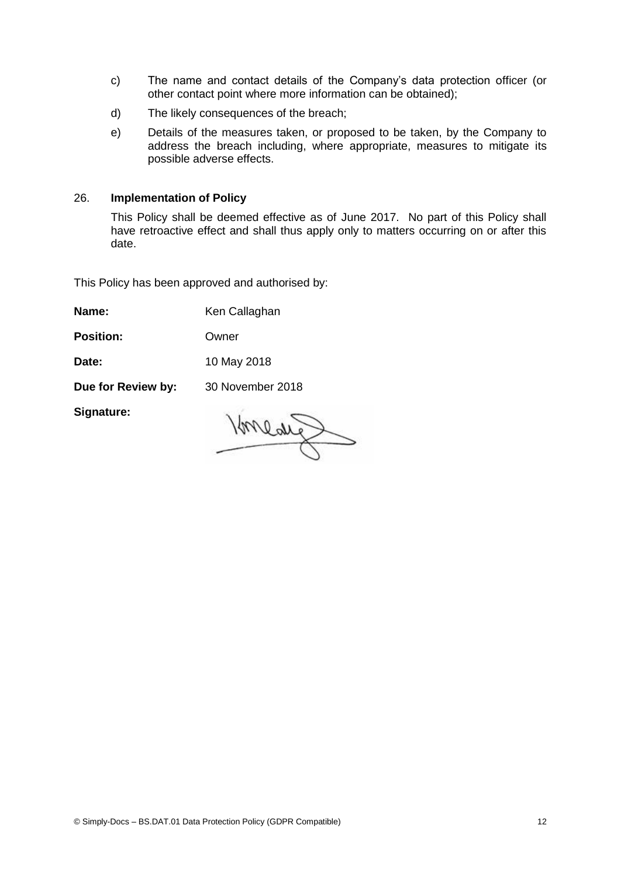c) The name and contact details of the Company's data protection officer (or other contact point where more information can be obtained);

d) The likely consequences of the breach;

e) Details of the measures taken, or proposed to be taken, by the Company to address the breach including, where appropriate, measures to mitigate its possible adverse effects.

## 26. Implementation of Policy

This Policy shall be deemed effective as of June 2017. No part of this Policy shall have retroactive effect and shall thus apply only to matters occurring on or after this date.

This Policy has been approved and authorised by:

**Name:** Ken Callaghan

**Position:** Owner

**Date:** 10 May 2018

**Due for Review by:** 30 November 2018

**Signature:**